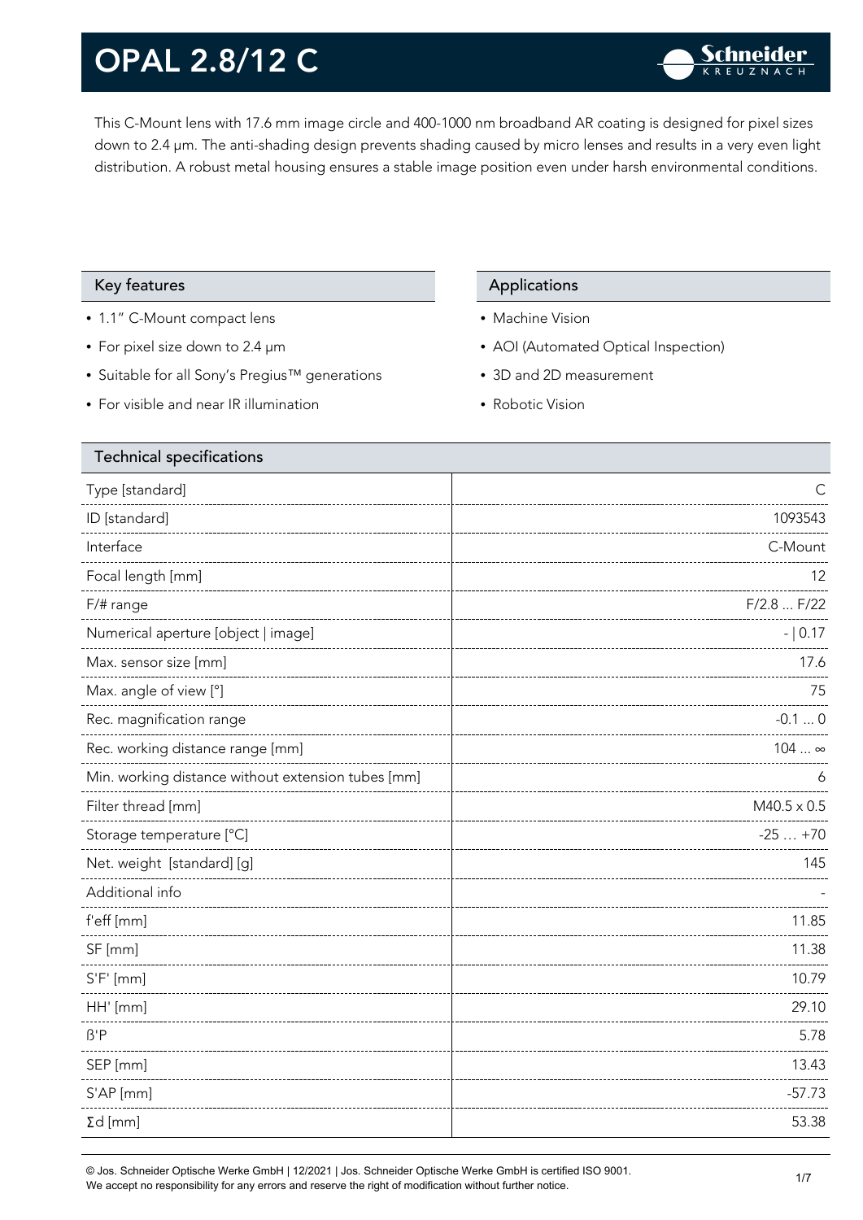# OPAL 2.8/12 C

This C-Mount lens with 17.6 mm image circle and 400-1000 nm broadband AR coating is designed for pixel sizes down to 2.4 µm. The anti-shading design prevents shading caused by micro lenses and results in a very even light distribution. A robust metal housing ensures a stable image position even under harsh environmental conditions.

## Key features

- 1.1" C-Mount compact lens
- For pixel size down to 2.4 µm
- Suitable for all Sony's Pregius™ generations
- For visible and near IR illumination

## Applications

- Machine Vision
- AOI (Automated Optical Inspection)
- 3D and 2D measurement
- Robotic Vision

## Technical specifications

| Parameter | Value |
|---|---|
| Type [standard] | C |
| ID [standard] | 1093543 |
| Interface | C-Mount |
| Focal length [mm] | 12 |
| F/# range | F/2.8 ... F/22 |
| Numerical aperture [object \| image] | - \| 0.17 |
| Max. sensor size [mm] | 17.6 |
| Max. angle of view [°] | 75 |
| Rec. magnification range | -0.1 ... 0 |
| Rec. working distance range [mm] | 104 ... ∞ |
| Min. working distance without extension tubes [mm] | 6 |
| Filter thread [mm] | M40.5 x 0.5 |
| Storage temperature [°C] | -25 … +70 |
| Net. weight [standard] [g] | 145 |
| Additional info | - |
| f'eff [mm] | 11.85 |
| SF [mm] | 11.38 |
| S'F' [mm] | 10.79 |
| HH' [mm] | 29.10 |
| ß'P | 5.78 |
| SEP [mm] | 13.43 |
| S'AP [mm] | -57.73 |
| Σd [mm] | 53.38 |

© Jos. Schneider Optische Werke GmbH | 12/2021 | Jos. Schneider Optische Werke GmbH is certified ISO 9001.
We accept no responsibility for any errors and reserve the right of modification without further notice.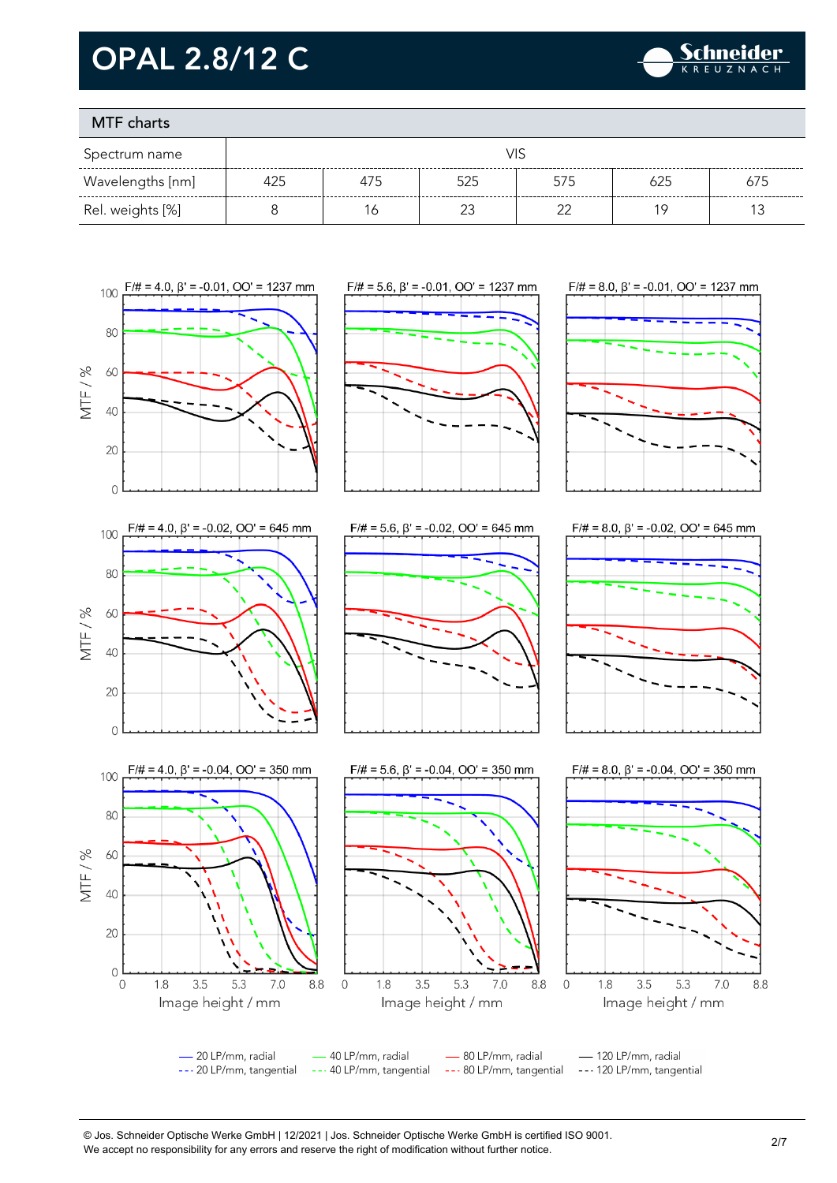# OPAL 2.8/12 C

## MTF charts

| Spectrum name | VIS | | | | | |
|---|---|---|---|---|---|---|
| Wavelengths [nm] | 425 | 475 | 525 | 575 | 625 | 675 |
| Rel. weights [%] | 8 | 16 | 23 | 22 | 19 | 13 |

F/# = 4.0, β' = -0.01, OO' = 1237 mm

F/# = 5.6, β' = -0.01, OO' = 1237 mm

F/# = 8.0, β' = -0.01, OO' = 1237 mm

F/# = 4.0, β' = -0.02, OO' = 645 mm

F/# = 5.6, β' = -0.02, OO' = 645 mm

F/# = 8.0, β' = -0.02, OO' = 645 mm

F/# = 4.0, β' = -0.04, OO' = 350 mm

F/# = 5.6, β' = -0.04, OO' = 350 mm

F/# = 8.0, β' = -0.04, OO' = 350 mm

MTF / %

Image height / mm

— 20 LP/mm, radial
--- 20 LP/mm, tangential
— 40 LP/mm, radial
--- 40 LP/mm, tangential
— 80 LP/mm, radial
--- 80 LP/mm, tangential
— 120 LP/mm, radial
--- 120 LP/mm, tangential

© Jos. Schneider Optische Werke GmbH | 12/2021 | Jos. Schneider Optische Werke GmbH is certified ISO 9001.
We accept no responsibility for any errors and reserve the right of modification without further notice.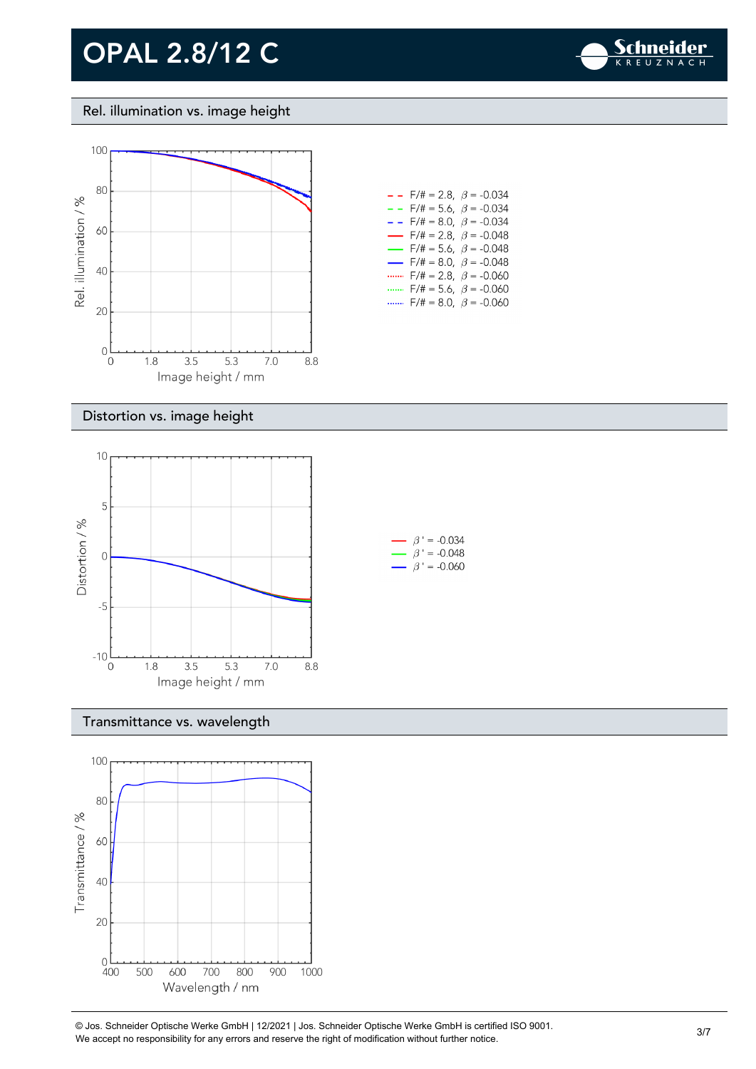# OPAL 2.8/12 C

## Rel. illumination vs. image height

Rel. illumination / %

Image height / mm

- F/# = 2.8, $\beta$ = -0.034
- F/# = 5.6, $\beta$ = -0.034
- F/# = 8.0, $\beta$ = -0.034
- F/# = 2.8, $\beta$ = -0.048
- F/# = 5.6, $\beta$ = -0.048
- F/# = 8.0, $\beta$ = -0.048
- F/# = 2.8, $\beta$ = -0.060
- F/# = 5.6, $\beta$ = -0.060
- F/# = 8.0, $\beta$ = -0.060

## Distortion vs. image height

Distortion / %

Image height / mm

- $\beta'$ = -0.034
- $\beta'$ = -0.048
- $\beta'$ = -0.060

## Transmittance vs. wavelength

Transmittance / %

Wavelength / nm

© Jos. Schneider Optische Werke GmbH | 12/2021 | Jos. Schneider Optische Werke GmbH is certified ISO 9001.
We accept no responsibility for any errors and reserve the right of modification without further notice.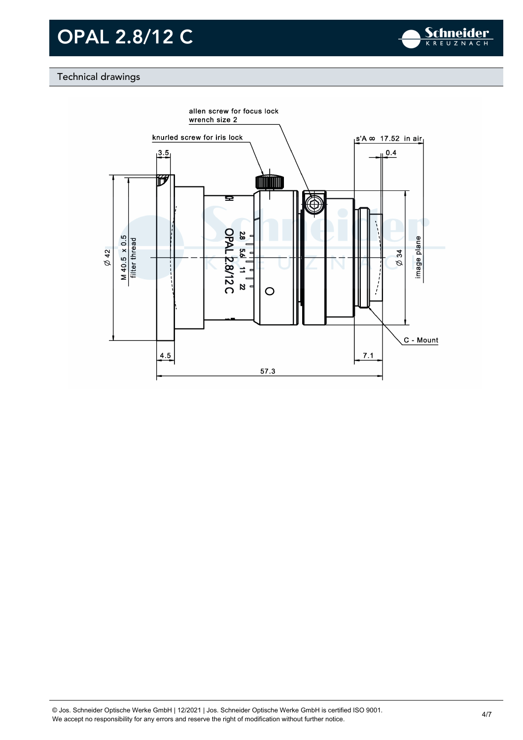# OPAL 2.8/12 C

## Technical drawings

allen screw for focus lock
wrench size 2

knurled screw for iris lock

s'A ∞ 17.52 in air

0.4

3.5

Ø 42

M 40.5 x 0.5
filter thread

Ø 34

image plane

C - Mount

4.5

7.1

57.3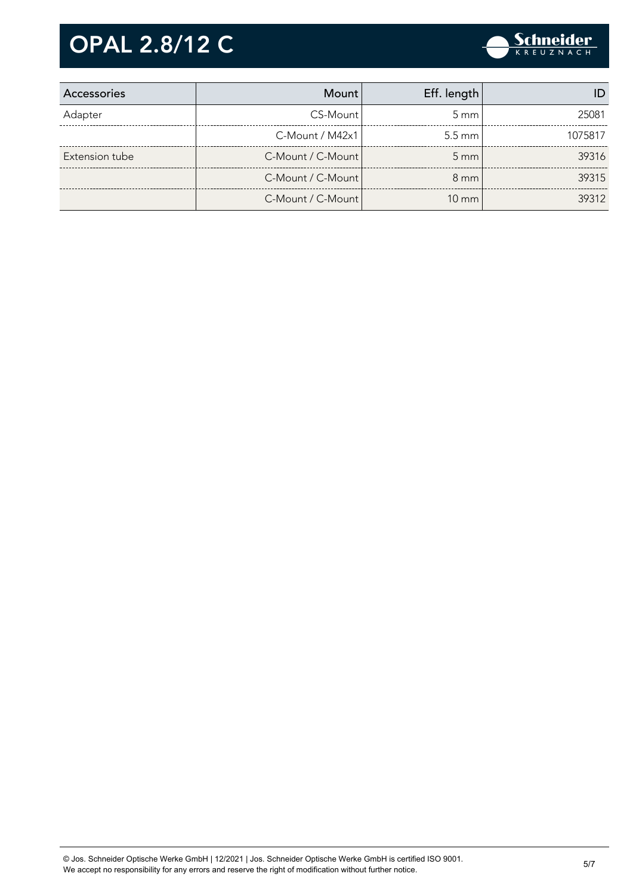# OPAL 2.8/12 C

| Accessories | Mount | Eff. length | ID |
|---|---|---|---|
| Adapter | CS-Mount | 5 mm | 25081 |
| | C-Mount / M42x1 | 5.5 mm | 1075817 |
| Extension tube | C-Mount / C-Mount | 5 mm | 39316 |
| | C-Mount / C-Mount | 8 mm | 39315 |
| | C-Mount / C-Mount | 10 mm | 39312 |

© Jos. Schneider Optische Werke GmbH | 12/2021 | Jos. Schneider Optische Werke GmbH is certified ISO 9001.
We accept no responsibility for any errors and reserve the right of modification without further notice.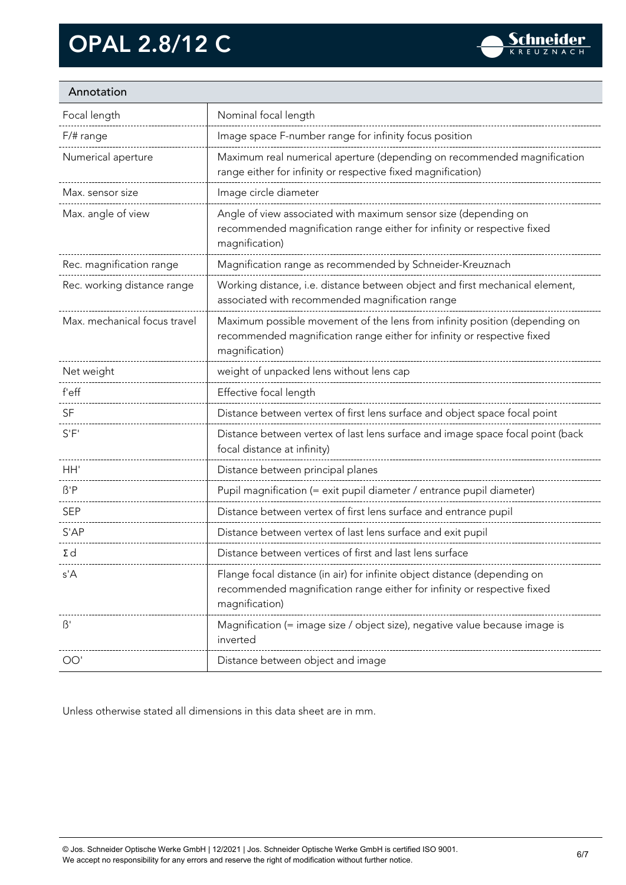# OPAL 2.8/12 C

| Annotation | |
|---|---|
| Focal length | Nominal focal length |
| F/# range | Image space F-number range for infinity focus position |
| Numerical aperture | Maximum real numerical aperture (depending on recommended magnification range either for infinity or respective fixed magnification) |
| Max. sensor size | Image circle diameter |
| Max. angle of view | Angle of view associated with maximum sensor size (depending on recommended magnification range either for infinity or respective fixed magnification) |
| Rec. magnification range | Magnification range as recommended by Schneider-Kreuznach |
| Rec. working distance range | Working distance, i.e. distance between object and first mechanical element, associated with recommended magnification range |
| Max. mechanical focus travel | Maximum possible movement of the lens from infinity position (depending on recommended magnification range either for infinity or respective fixed magnification) |
| Net weight | weight of unpacked lens without lens cap |
| f'eff | Effective focal length |
| SF | Distance between vertex of first lens surface and object space focal point |
| S'F' | Distance between vertex of last lens surface and image space focal point (back focal distance at infinity) |
| HH' | Distance between principal planes |
| ß'P | Pupil magnification (= exit pupil diameter / entrance pupil diameter) |
| SEP | Distance between vertex of first lens surface and entrance pupil |
| S'AP | Distance between vertex of last lens surface and exit pupil |
| Σ d | Distance between vertices of first and last lens surface |
| s'A | Flange focal distance (in air) for infinite object distance (depending on recommended magnification range either for infinity or respective fixed magnification) |
| ß' | Magnification (= image size / object size), negative value because image is inverted |
| OO' | Distance between object and image |

Unless otherwise stated all dimensions in this data sheet are in mm.

© Jos. Schneider Optische Werke GmbH | 12/2021 | Jos. Schneider Optische Werke GmbH is certified ISO 9001.
We accept no responsibility for any errors and reserve the right of modification without further notice.